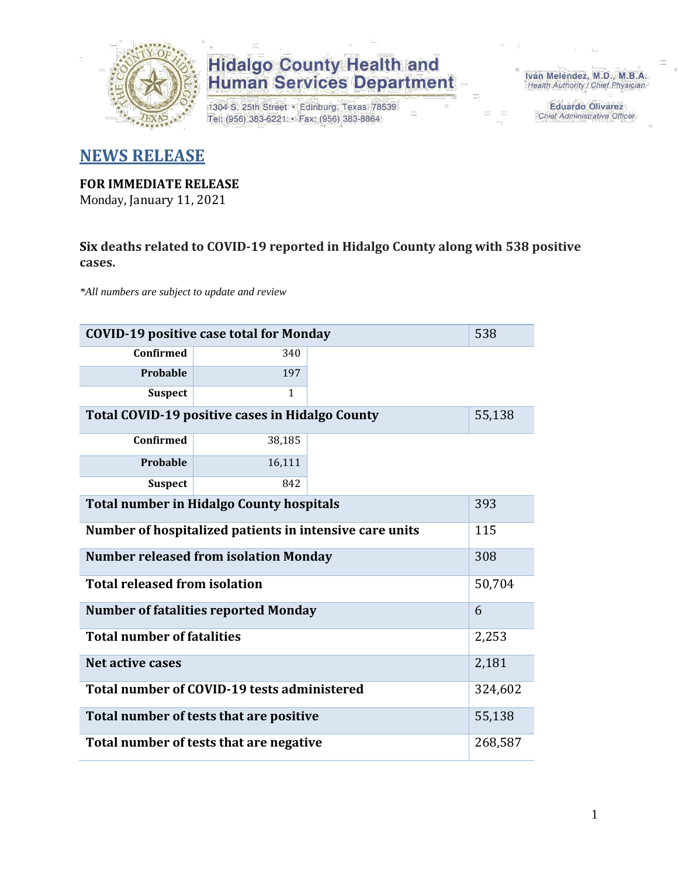Hidalgo County Health and Human Services Department

1304 S. 25th Street • Edinburg, Texas 78539
Tel: (956) 383-6221 • Fax: (956) 383-8864

Iván Meléndez, M.D., M.B.A.
Health Authority / Chief Physician

Eduardo Olivarez
Chief Administrative Officer

# NEWS RELEASE

**FOR IMMEDIATE RELEASE**
Monday, January 11, 2021

**Six deaths related to COVID-19 reported in Hidalgo County along with 538 positive cases.**

*\*All numbers are subject to update and review*

| | | |
|---|---|---|
| **COVID-19 positive case total for Monday** | | 538 |
| **Confirmed** | 340 | |
| **Probable** | 197 | |
| **Suspect** | 1 | |
| **Total COVID-19 positive cases in Hidalgo County** | | 55,138 |
| **Confirmed** | 38,185 | |
| **Probable** | 16,111 | |
| **Suspect** | 842 | |
| **Total number in Hidalgo County hospitals** | | 393 |
| **Number of hospitalized patients in intensive care units** | | 115 |
| **Number released from isolation Monday** | | 308 |
| **Total released from isolation** | | 50,704 |
| **Number of fatalities reported Monday** | | 6 |
| **Total number of fatalities** | | 2,253 |
| **Net active cases** | | 2,181 |
| **Total number of COVID-19 tests administered** | | 324,602 |
| **Total number of tests that are positive** | | 55,138 |
| **Total number of tests that are negative** | | 268,587 |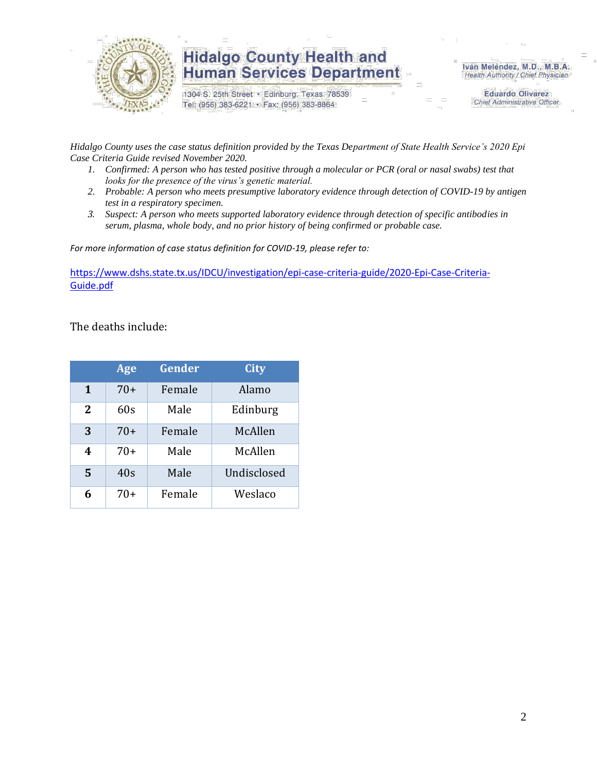Hidalgo County Health and Human Services Department

1304 S. 25th Street • Edinburg, Texas 78539
Tel: (956) 383-6221 • Fax: (956) 383-8864

Iván Meléndez, M.D., M.B.A.
*Health Authority / Chief Physician*

Eduardo Olivarez
*Chief Administrative Officer*

*Hidalgo County uses the case status definition provided by the Texas Department of State Health Service's 2020 Epi Case Criteria Guide revised November 2020.*

1. *Confirmed: A person who has tested positive through a molecular or PCR (oral or nasal swabs) test that looks for the presence of the virus's genetic material.*
2. *Probable: A person who meets presumptive laboratory evidence through detection of COVID-19 by antigen test in a respiratory specimen.*
3. *Suspect: A person who meets supported laboratory evidence through detection of specific antibodies in serum, plasma, whole body, and no prior history of being confirmed or probable case.*

*For more information of case status definition for COVID-19, please refer to:*

[https://www.dshs.state.tx.us/IDCU/investigation/epi-case-criteria-guide/2020-Epi-Case-Criteria-Guide.pdf](https://www.dshs.state.tx.us/IDCU/investigation/epi-case-criteria-guide/2020-Epi-Case-Criteria-Guide.pdf)

The deaths include:

| | Age | Gender | City |
|---|---|---|---|
| **1** | 70+ | Female | Alamo |
| **2** | 60s | Male | Edinburg |
| **3** | 70+ | Female | McAllen |
| **4** | 70+ | Male | McAllen |
| **5** | 40s | Male | Undisclosed |
| **6** | 70+ | Female | Weslaco |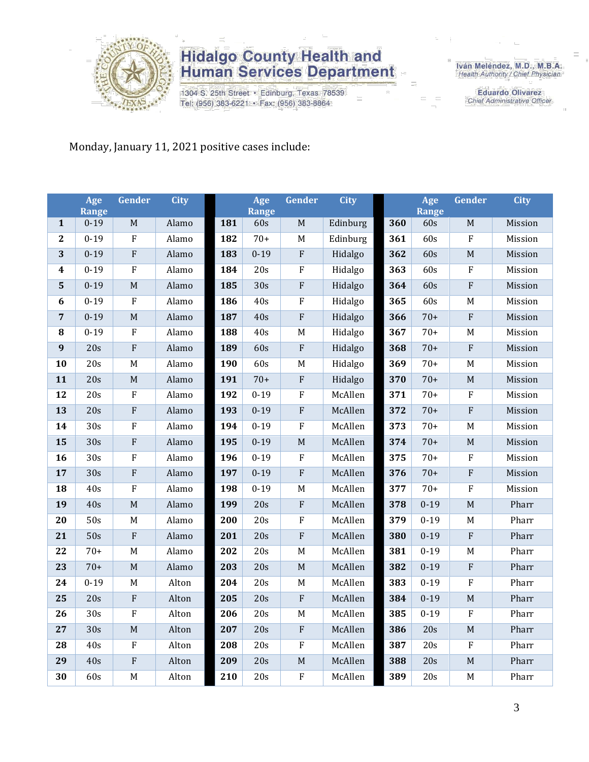Monday, January 11, 2021 positive cases include:

| | Age Range | Gender | City | | Age Range | Gender | City | | Age Range | Gender | City |
|---|---|---|---|---|---|---|---|---|---|---|---|
| **1** | 0-19 | M | Alamo | **181** | 60s | M | Edinburg | **360** | 60s | M | Mission |
| **2** | 0-19 | F | Alamo | **182** | 70+ | M | Edinburg | **361** | 60s | F | Mission |
| **3** | 0-19 | F | Alamo | **183** | 0-19 | F | Hidalgo | **362** | 60s | M | Mission |
| **4** | 0-19 | F | Alamo | **184** | 20s | F | Hidalgo | **363** | 60s | F | Mission |
| **5** | 0-19 | M | Alamo | **185** | 30s | F | Hidalgo | **364** | 60s | F | Mission |
| **6** | 0-19 | F | Alamo | **186** | 40s | F | Hidalgo | **365** | 60s | M | Mission |
| **7** | 0-19 | M | Alamo | **187** | 40s | F | Hidalgo | **366** | 70+ | F | Mission |
| **8** | 0-19 | F | Alamo | **188** | 40s | M | Hidalgo | **367** | 70+ | M | Mission |
| **9** | 20s | F | Alamo | **189** | 60s | F | Hidalgo | **368** | 70+ | F | Mission |
| **10** | 20s | M | Alamo | **190** | 60s | M | Hidalgo | **369** | 70+ | M | Mission |
| **11** | 20s | M | Alamo | **191** | 70+ | F | Hidalgo | **370** | 70+ | M | Mission |
| **12** | 20s | F | Alamo | **192** | 0-19 | F | McAllen | **371** | 70+ | F | Mission |
| **13** | 20s | F | Alamo | **193** | 0-19 | F | McAllen | **372** | 70+ | F | Mission |
| **14** | 30s | F | Alamo | **194** | 0-19 | F | McAllen | **373** | 70+ | M | Mission |
| **15** | 30s | F | Alamo | **195** | 0-19 | M | McAllen | **374** | 70+ | M | Mission |
| **16** | 30s | F | Alamo | **196** | 0-19 | F | McAllen | **375** | 70+ | F | Mission |
| **17** | 30s | F | Alamo | **197** | 0-19 | F | McAllen | **376** | 70+ | F | Mission |
| **18** | 40s | F | Alamo | **198** | 0-19 | M | McAllen | **377** | 70+ | F | Mission |
| **19** | 40s | M | Alamo | **199** | 20s | F | McAllen | **378** | 0-19 | M | Pharr |
| **20** | 50s | M | Alamo | **200** | 20s | F | McAllen | **379** | 0-19 | M | Pharr |
| **21** | 50s | F | Alamo | **201** | 20s | F | McAllen | **380** | 0-19 | F | Pharr |
| **22** | 70+ | M | Alamo | **202** | 20s | M | McAllen | **381** | 0-19 | M | Pharr |
| **23** | 70+ | M | Alamo | **203** | 20s | M | McAllen | **382** | 0-19 | F | Pharr |
| **24** | 0-19 | M | Alton | **204** | 20s | M | McAllen | **383** | 0-19 | F | Pharr |
| **25** | 20s | F | Alton | **205** | 20s | F | McAllen | **384** | 0-19 | M | Pharr |
| **26** | 30s | F | Alton | **206** | 20s | M | McAllen | **385** | 0-19 | F | Pharr |
| **27** | 30s | M | Alton | **207** | 20s | F | McAllen | **386** | 20s | M | Pharr |
| **28** | 40s | F | Alton | **208** | 20s | F | McAllen | **387** | 20s | F | Pharr |
| **29** | 40s | F | Alton | **209** | 20s | M | McAllen | **388** | 20s | M | Pharr |
| **30** | 60s | M | Alton | **210** | 20s | F | McAllen | **389** | 20s | M | Pharr |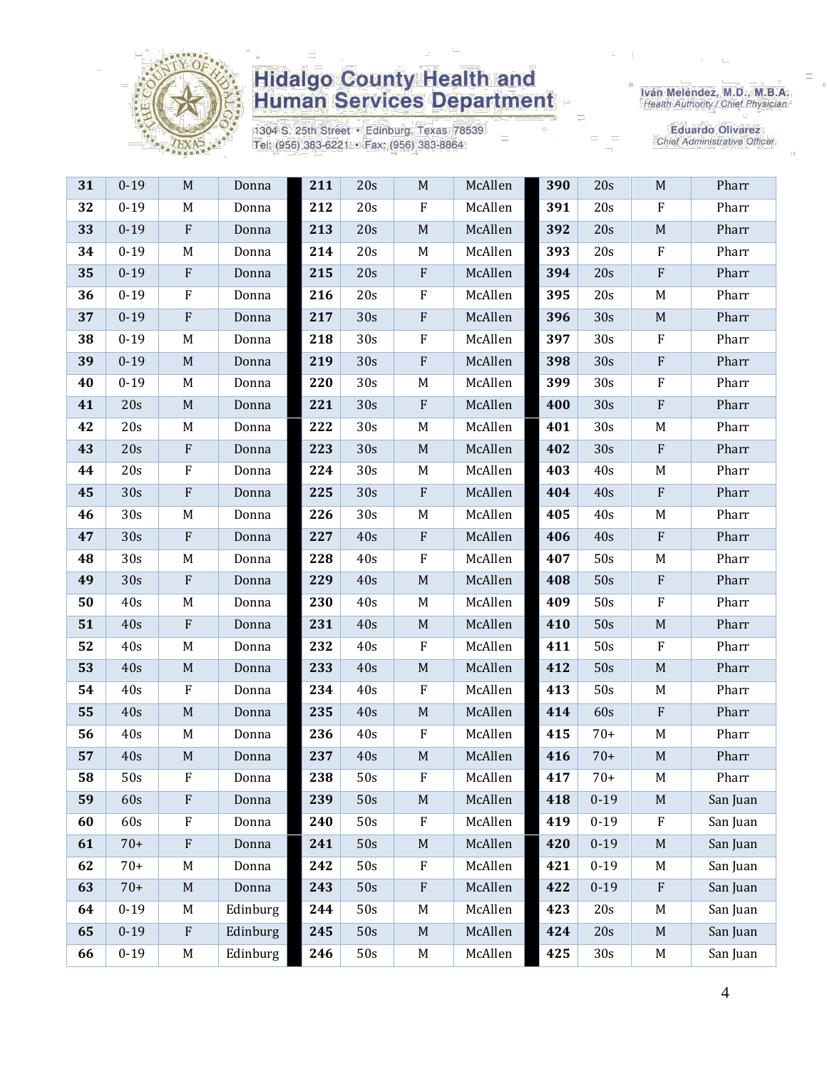| 31 | 0-19 | M | Donna | 211 | 20s | M | McAllen | 390 | 20s | M | Pharr |
|---|---|---|---|---|---|---|---|---|---|---|---|
| 32 | 0-19 | M | Donna | 212 | 20s | F | McAllen | 391 | 20s | F | Pharr |
| 33 | 0-19 | F | Donna | 213 | 20s | M | McAllen | 392 | 20s | M | Pharr |
| 34 | 0-19 | M | Donna | 214 | 20s | M | McAllen | 393 | 20s | F | Pharr |
| 35 | 0-19 | F | Donna | 215 | 20s | F | McAllen | 394 | 20s | F | Pharr |
| 36 | 0-19 | F | Donna | 216 | 20s | F | McAllen | 395 | 20s | M | Pharr |
| 37 | 0-19 | F | Donna | 217 | 30s | F | McAllen | 396 | 30s | M | Pharr |
| 38 | 0-19 | M | Donna | 218 | 30s | F | McAllen | 397 | 30s | F | Pharr |
| 39 | 0-19 | M | Donna | 219 | 30s | F | McAllen | 398 | 30s | F | Pharr |
| 40 | 0-19 | M | Donna | 220 | 30s | M | McAllen | 399 | 30s | F | Pharr |
| 41 | 20s | M | Donna | 221 | 30s | F | McAllen | 400 | 30s | F | Pharr |
| 42 | 20s | M | Donna | 222 | 30s | M | McAllen | 401 | 30s | M | Pharr |
| 43 | 20s | F | Donna | 223 | 30s | M | McAllen | 402 | 30s | F | Pharr |
| 44 | 20s | F | Donna | 224 | 30s | M | McAllen | 403 | 40s | M | Pharr |
| 45 | 30s | F | Donna | 225 | 30s | F | McAllen | 404 | 40s | F | Pharr |
| 46 | 30s | M | Donna | 226 | 30s | M | McAllen | 405 | 40s | M | Pharr |
| 47 | 30s | F | Donna | 227 | 40s | F | McAllen | 406 | 40s | F | Pharr |
| 48 | 30s | M | Donna | 228 | 40s | F | McAllen | 407 | 50s | M | Pharr |
| 49 | 30s | F | Donna | 229 | 40s | M | McAllen | 408 | 50s | F | Pharr |
| 50 | 40s | M | Donna | 230 | 40s | M | McAllen | 409 | 50s | F | Pharr |
| 51 | 40s | F | Donna | 231 | 40s | M | McAllen | 410 | 50s | M | Pharr |
| 52 | 40s | M | Donna | 232 | 40s | F | McAllen | 411 | 50s | F | Pharr |
| 53 | 40s | M | Donna | 233 | 40s | M | McAllen | 412 | 50s | M | Pharr |
| 54 | 40s | F | Donna | 234 | 40s | F | McAllen | 413 | 50s | M | Pharr |
| 55 | 40s | M | Donna | 235 | 40s | M | McAllen | 414 | 60s | F | Pharr |
| 56 | 40s | M | Donna | 236 | 40s | F | McAllen | 415 | 70+ | M | Pharr |
| 57 | 40s | M | Donna | 237 | 40s | M | McAllen | 416 | 70+ | M | Pharr |
| 58 | 50s | F | Donna | 238 | 50s | F | McAllen | 417 | 70+ | M | Pharr |
| 59 | 60s | F | Donna | 239 | 50s | M | McAllen | 418 | 0-19 | M | San Juan |
| 60 | 60s | F | Donna | 240 | 50s | F | McAllen | 419 | 0-19 | F | San Juan |
| 61 | 70+ | F | Donna | 241 | 50s | M | McAllen | 420 | 0-19 | M | San Juan |
| 62 | 70+ | M | Donna | 242 | 50s | F | McAllen | 421 | 0-19 | M | San Juan |
| 63 | 70+ | M | Donna | 243 | 50s | F | McAllen | 422 | 0-19 | F | San Juan |
| 64 | 0-19 | M | Edinburg | 244 | 50s | M | McAllen | 423 | 20s | M | San Juan |
| 65 | 0-19 | F | Edinburg | 245 | 50s | M | McAllen | 424 | 20s | M | San Juan |
| 66 | 0-19 | M | Edinburg | 246 | 50s | M | McAllen | 425 | 30s | M | San Juan |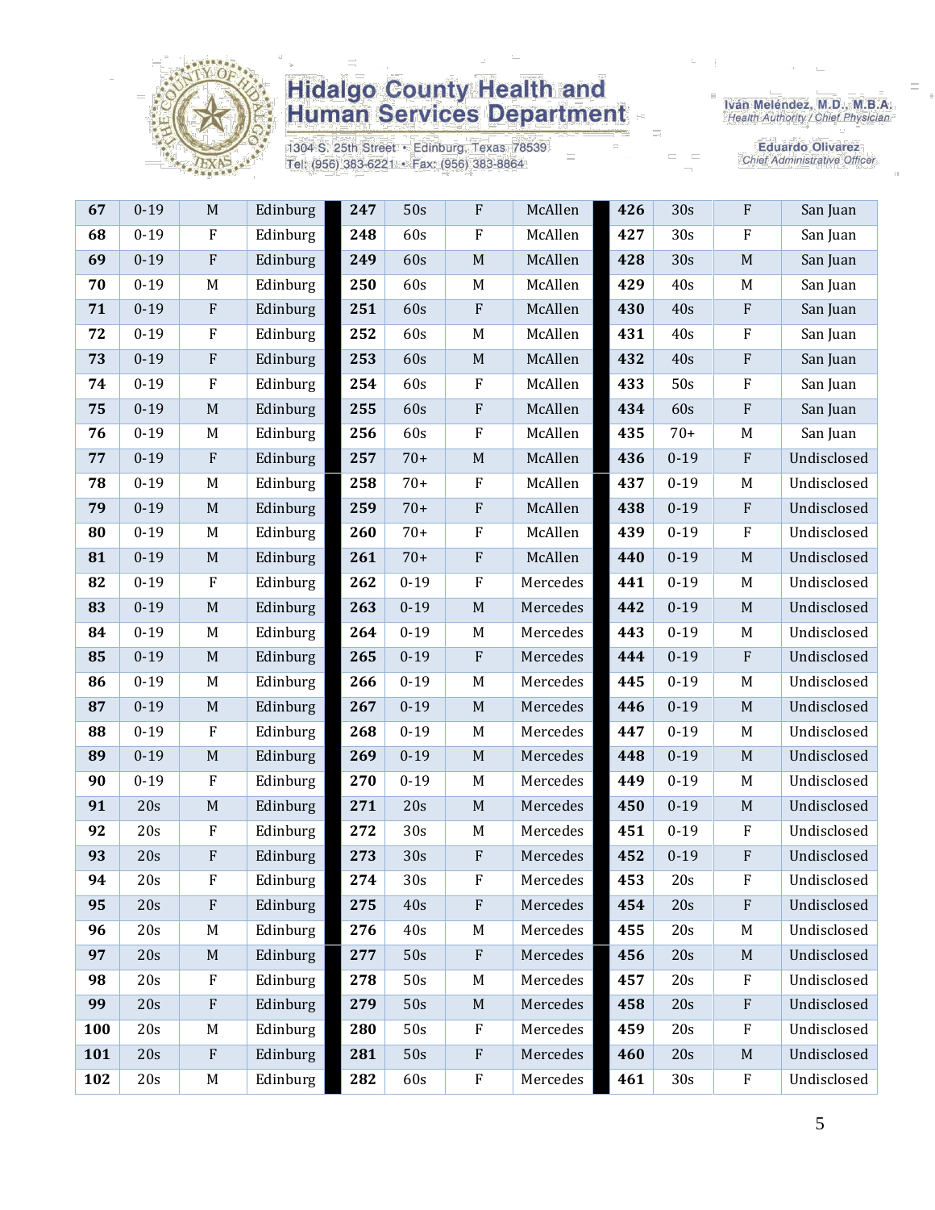# Hidalgo County Health and Human Services Department

1304 S. 25th Street • Edinburg, Texas 78539
Tel: (956) 383-6221 • Fax: (956) 383-8864

Iván Meléndez, M.D., M.B.A.
*Health Authority / Chief Physician*

Eduardo Olivarez
*Chief Administrative Officer*

| | | | | | | | | | | | | | |
|---|---|---|---|---|---|---|---|---|---|---|---|---|---|
| **67** | 0-19 | M | Edinburg | | **247** | 50s | F | McAllen | | **426** | 30s | F | San Juan |
| **68** | 0-19 | F | Edinburg | | **248** | 60s | F | McAllen | | **427** | 30s | F | San Juan |
| **69** | 0-19 | F | Edinburg | | **249** | 60s | M | McAllen | | **428** | 30s | M | San Juan |
| **70** | 0-19 | M | Edinburg | | **250** | 60s | M | McAllen | | **429** | 40s | M | San Juan |
| **71** | 0-19 | F | Edinburg | | **251** | 60s | F | McAllen | | **430** | 40s | F | San Juan |
| **72** | 0-19 | F | Edinburg | | **252** | 60s | M | McAllen | | **431** | 40s | F | San Juan |
| **73** | 0-19 | F | Edinburg | | **253** | 60s | M | McAllen | | **432** | 40s | F | San Juan |
| **74** | 0-19 | F | Edinburg | | **254** | 60s | F | McAllen | | **433** | 50s | F | San Juan |
| **75** | 0-19 | M | Edinburg | | **255** | 60s | F | McAllen | | **434** | 60s | F | San Juan |
| **76** | 0-19 | M | Edinburg | | **256** | 60s | F | McAllen | | **435** | 70+ | M | San Juan |
| **77** | 0-19 | F | Edinburg | | **257** | 70+ | M | McAllen | | **436** | 0-19 | F | Undisclosed |
| **78** | 0-19 | M | Edinburg | | **258** | 70+ | F | McAllen | | **437** | 0-19 | M | Undisclosed |
| **79** | 0-19 | M | Edinburg | | **259** | 70+ | F | McAllen | | **438** | 0-19 | F | Undisclosed |
| **80** | 0-19 | M | Edinburg | | **260** | 70+ | F | McAllen | | **439** | 0-19 | F | Undisclosed |
| **81** | 0-19 | M | Edinburg | | **261** | 70+ | F | McAllen | | **440** | 0-19 | M | Undisclosed |
| **82** | 0-19 | F | Edinburg | | **262** | 0-19 | F | Mercedes | | **441** | 0-19 | M | Undisclosed |
| **83** | 0-19 | M | Edinburg | | **263** | 0-19 | M | Mercedes | | **442** | 0-19 | M | Undisclosed |
| **84** | 0-19 | M | Edinburg | | **264** | 0-19 | M | Mercedes | | **443** | 0-19 | M | Undisclosed |
| **85** | 0-19 | M | Edinburg | | **265** | 0-19 | F | Mercedes | | **444** | 0-19 | F | Undisclosed |
| **86** | 0-19 | M | Edinburg | | **266** | 0-19 | M | Mercedes | | **445** | 0-19 | M | Undisclosed |
| **87** | 0-19 | M | Edinburg | | **267** | 0-19 | M | Mercedes | | **446** | 0-19 | M | Undisclosed |
| **88** | 0-19 | F | Edinburg | | **268** | 0-19 | M | Mercedes | | **447** | 0-19 | M | Undisclosed |
| **89** | 0-19 | M | Edinburg | | **269** | 0-19 | M | Mercedes | | **448** | 0-19 | M | Undisclosed |
| **90** | 0-19 | F | Edinburg | | **270** | 0-19 | M | Mercedes | | **449** | 0-19 | M | Undisclosed |
| **91** | 20s | M | Edinburg | | **271** | 20s | M | Mercedes | | **450** | 0-19 | M | Undisclosed |
| **92** | 20s | F | Edinburg | | **272** | 30s | M | Mercedes | | **451** | 0-19 | F | Undisclosed |
| **93** | 20s | F | Edinburg | | **273** | 30s | F | Mercedes | | **452** | 0-19 | F | Undisclosed |
| **94** | 20s | F | Edinburg | | **274** | 30s | F | Mercedes | | **453** | 20s | F | Undisclosed |
| **95** | 20s | F | Edinburg | | **275** | 40s | F | Mercedes | | **454** | 20s | F | Undisclosed |
| **96** | 20s | M | Edinburg | | **276** | 40s | M | Mercedes | | **455** | 20s | M | Undisclosed |
| **97** | 20s | M | Edinburg | | **277** | 50s | F | Mercedes | | **456** | 20s | M | Undisclosed |
| **98** | 20s | F | Edinburg | | **278** | 50s | M | Mercedes | | **457** | 20s | F | Undisclosed |
| **99** | 20s | F | Edinburg | | **279** | 50s | M | Mercedes | | **458** | 20s | F | Undisclosed |
| **100** | 20s | M | Edinburg | | **280** | 50s | F | Mercedes | | **459** | 20s | F | Undisclosed |
| **101** | 20s | F | Edinburg | | **281** | 50s | F | Mercedes | | **460** | 20s | M | Undisclosed |
| **102** | 20s | M | Edinburg | | **282** | 60s | F | Mercedes | | **461** | 30s | F | Undisclosed |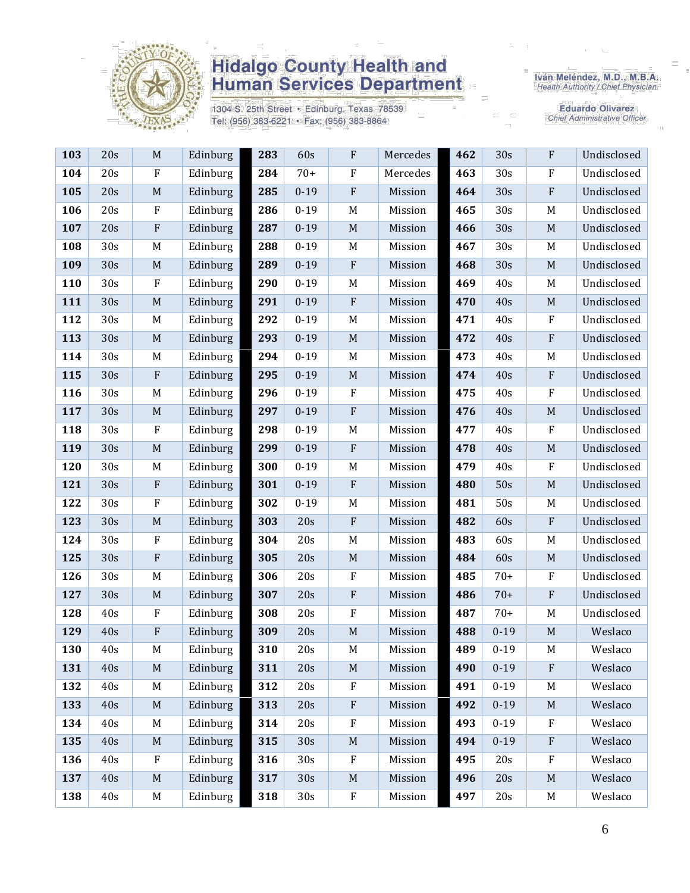| 103 | 20s | M | Edinburg | 283 | 60s | F | Mercedes | 462 | 30s | F | Undisclosed |
|---|---|---|---|---|---|---|---|---|---|---|---|
| 104 | 20s | F | Edinburg | 284 | 70+ | F | Mercedes | 463 | 30s | F | Undisclosed |
| 105 | 20s | M | Edinburg | 285 | 0-19 | F | Mission | 464 | 30s | F | Undisclosed |
| 106 | 20s | F | Edinburg | 286 | 0-19 | M | Mission | 465 | 30s | M | Undisclosed |
| 107 | 20s | F | Edinburg | 287 | 0-19 | M | Mission | 466 | 30s | M | Undisclosed |
| 108 | 30s | M | Edinburg | 288 | 0-19 | M | Mission | 467 | 30s | M | Undisclosed |
| 109 | 30s | M | Edinburg | 289 | 0-19 | F | Mission | 468 | 30s | M | Undisclosed |
| 110 | 30s | F | Edinburg | 290 | 0-19 | M | Mission | 469 | 40s | M | Undisclosed |
| 111 | 30s | M | Edinburg | 291 | 0-19 | F | Mission | 470 | 40s | M | Undisclosed |
| 112 | 30s | M | Edinburg | 292 | 0-19 | M | Mission | 471 | 40s | F | Undisclosed |
| 113 | 30s | M | Edinburg | 293 | 0-19 | M | Mission | 472 | 40s | F | Undisclosed |
| 114 | 30s | M | Edinburg | 294 | 0-19 | M | Mission | 473 | 40s | M | Undisclosed |
| 115 | 30s | F | Edinburg | 295 | 0-19 | M | Mission | 474 | 40s | F | Undisclosed |
| 116 | 30s | M | Edinburg | 296 | 0-19 | F | Mission | 475 | 40s | F | Undisclosed |
| 117 | 30s | M | Edinburg | 297 | 0-19 | F | Mission | 476 | 40s | M | Undisclosed |
| 118 | 30s | F | Edinburg | 298 | 0-19 | M | Mission | 477 | 40s | F | Undisclosed |
| 119 | 30s | M | Edinburg | 299 | 0-19 | F | Mission | 478 | 40s | M | Undisclosed |
| 120 | 30s | M | Edinburg | 300 | 0-19 | M | Mission | 479 | 40s | F | Undisclosed |
| 121 | 30s | F | Edinburg | 301 | 0-19 | F | Mission | 480 | 50s | M | Undisclosed |
| 122 | 30s | F | Edinburg | 302 | 0-19 | M | Mission | 481 | 50s | M | Undisclosed |
| 123 | 30s | M | Edinburg | 303 | 20s | F | Mission | 482 | 60s | F | Undisclosed |
| 124 | 30s | F | Edinburg | 304 | 20s | M | Mission | 483 | 60s | M | Undisclosed |
| 125 | 30s | F | Edinburg | 305 | 20s | M | Mission | 484 | 60s | M | Undisclosed |
| 126 | 30s | M | Edinburg | 306 | 20s | F | Mission | 485 | 70+ | F | Undisclosed |
| 127 | 30s | M | Edinburg | 307 | 20s | F | Mission | 486 | 70+ | F | Undisclosed |
| 128 | 40s | F | Edinburg | 308 | 20s | F | Mission | 487 | 70+ | M | Undisclosed |
| 129 | 40s | F | Edinburg | 309 | 20s | M | Mission | 488 | 0-19 | M | Weslaco |
| 130 | 40s | M | Edinburg | 310 | 20s | M | Mission | 489 | 0-19 | M | Weslaco |
| 131 | 40s | M | Edinburg | 311 | 20s | M | Mission | 490 | 0-19 | F | Weslaco |
| 132 | 40s | M | Edinburg | 312 | 20s | F | Mission | 491 | 0-19 | M | Weslaco |
| 133 | 40s | M | Edinburg | 313 | 20s | F | Mission | 492 | 0-19 | M | Weslaco |
| 134 | 40s | M | Edinburg | 314 | 20s | F | Mission | 493 | 0-19 | F | Weslaco |
| 135 | 40s | M | Edinburg | 315 | 30s | M | Mission | 494 | 0-19 | F | Weslaco |
| 136 | 40s | F | Edinburg | 316 | 30s | F | Mission | 495 | 20s | F | Weslaco |
| 137 | 40s | M | Edinburg | 317 | 30s | M | Mission | 496 | 20s | M | Weslaco |
| 138 | 40s | M | Edinburg | 318 | 30s | F | Mission | 497 | 20s | M | Weslaco |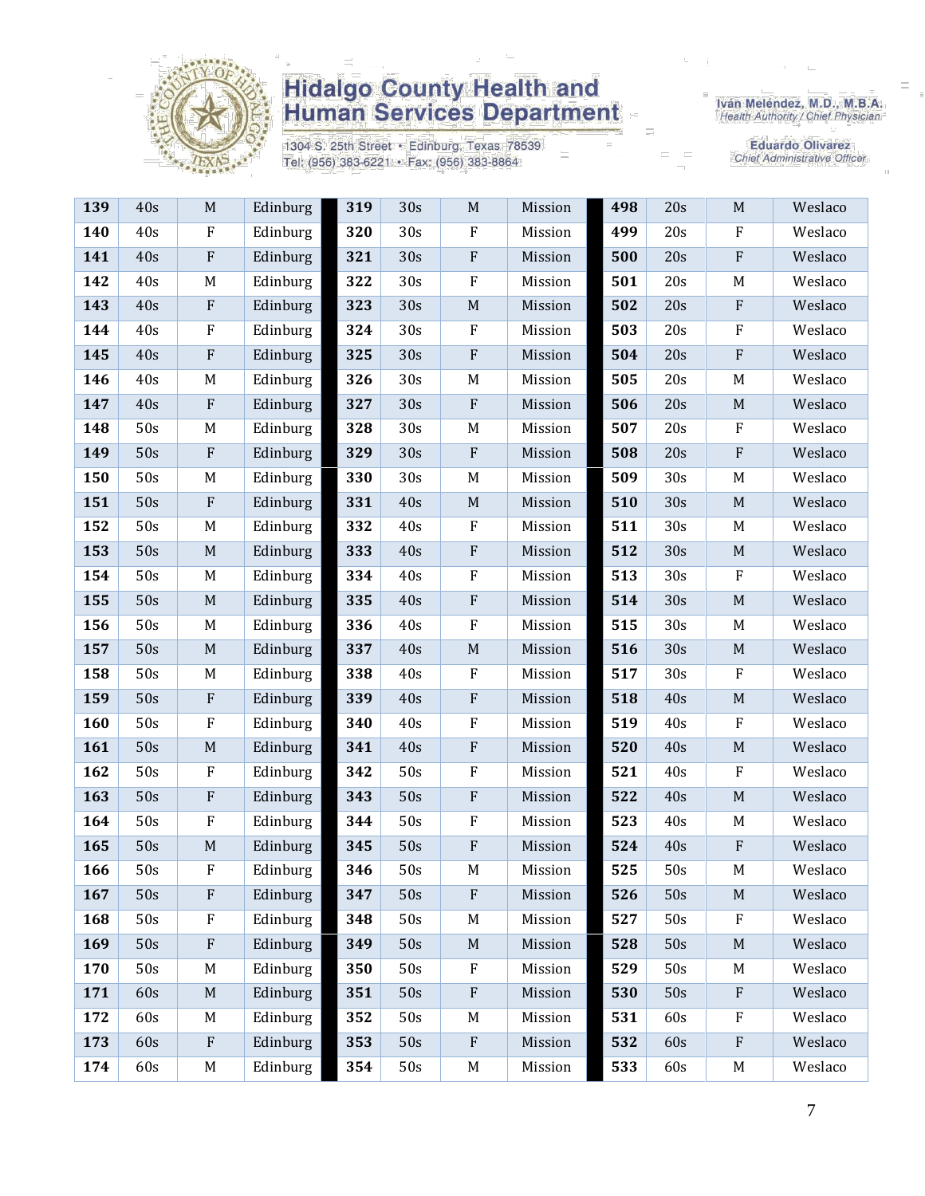# Hidalgo County Health and Human Services Department

1304 S. 25th Street • Edinburg, Texas 78539
Tel: (956) 383-6221 • Fax: (956) 383-8864

Iván Meléndez, M.D., M.B.A.
Health Authority / Chief Physician

Eduardo Olivarez
Chief Administrative Officer

| | | | | | | | | | | | |
|---|---|---|---|---|---|---|---|---|---|---|---|
| **139** | 40s | M | Edinburg | **319** | 30s | M | Mission | **498** | 20s | M | Weslaco |
| **140** | 40s | F | Edinburg | **320** | 30s | F | Mission | **499** | 20s | F | Weslaco |
| **141** | 40s | F | Edinburg | **321** | 30s | F | Mission | **500** | 20s | F | Weslaco |
| **142** | 40s | M | Edinburg | **322** | 30s | F | Mission | **501** | 20s | M | Weslaco |
| **143** | 40s | F | Edinburg | **323** | 30s | M | Mission | **502** | 20s | F | Weslaco |
| **144** | 40s | F | Edinburg | **324** | 30s | F | Mission | **503** | 20s | F | Weslaco |
| **145** | 40s | F | Edinburg | **325** | 30s | F | Mission | **504** | 20s | F | Weslaco |
| **146** | 40s | M | Edinburg | **326** | 30s | M | Mission | **505** | 20s | M | Weslaco |
| **147** | 40s | F | Edinburg | **327** | 30s | F | Mission | **506** | 20s | M | Weslaco |
| **148** | 50s | M | Edinburg | **328** | 30s | M | Mission | **507** | 20s | F | Weslaco |
| **149** | 50s | F | Edinburg | **329** | 30s | F | Mission | **508** | 20s | F | Weslaco |
| **150** | 50s | M | Edinburg | **330** | 30s | M | Mission | **509** | 30s | M | Weslaco |
| **151** | 50s | F | Edinburg | **331** | 40s | M | Mission | **510** | 30s | M | Weslaco |
| **152** | 50s | M | Edinburg | **332** | 40s | F | Mission | **511** | 30s | M | Weslaco |
| **153** | 50s | M | Edinburg | **333** | 40s | F | Mission | **512** | 30s | M | Weslaco |
| **154** | 50s | M | Edinburg | **334** | 40s | F | Mission | **513** | 30s | F | Weslaco |
| **155** | 50s | M | Edinburg | **335** | 40s | F | Mission | **514** | 30s | M | Weslaco |
| **156** | 50s | M | Edinburg | **336** | 40s | F | Mission | **515** | 30s | M | Weslaco |
| **157** | 50s | M | Edinburg | **337** | 40s | M | Mission | **516** | 30s | M | Weslaco |
| **158** | 50s | M | Edinburg | **338** | 40s | F | Mission | **517** | 30s | F | Weslaco |
| **159** | 50s | F | Edinburg | **339** | 40s | F | Mission | **518** | 40s | M | Weslaco |
| **160** | 50s | F | Edinburg | **340** | 40s | F | Mission | **519** | 40s | F | Weslaco |
| **161** | 50s | M | Edinburg | **341** | 40s | F | Mission | **520** | 40s | M | Weslaco |
| **162** | 50s | F | Edinburg | **342** | 50s | F | Mission | **521** | 40s | F | Weslaco |
| **163** | 50s | F | Edinburg | **343** | 50s | F | Mission | **522** | 40s | M | Weslaco |
| **164** | 50s | F | Edinburg | **344** | 50s | F | Mission | **523** | 40s | M | Weslaco |
| **165** | 50s | M | Edinburg | **345** | 50s | F | Mission | **524** | 40s | F | Weslaco |
| **166** | 50s | F | Edinburg | **346** | 50s | M | Mission | **525** | 50s | M | Weslaco |
| **167** | 50s | F | Edinburg | **347** | 50s | F | Mission | **526** | 50s | M | Weslaco |
| **168** | 50s | F | Edinburg | **348** | 50s | M | Mission | **527** | 50s | F | Weslaco |
| **169** | 50s | F | Edinburg | **349** | 50s | M | Mission | **528** | 50s | M | Weslaco |
| **170** | 50s | M | Edinburg | **350** | 50s | F | Mission | **529** | 50s | M | Weslaco |
| **171** | 60s | M | Edinburg | **351** | 50s | F | Mission | **530** | 50s | F | Weslaco |
| **172** | 60s | M | Edinburg | **352** | 50s | M | Mission | **531** | 60s | F | Weslaco |
| **173** | 60s | F | Edinburg | **353** | 50s | F | Mission | **532** | 60s | F | Weslaco |
| **174** | 60s | M | Edinburg | **354** | 50s | M | Mission | **533** | 60s | M | Weslaco |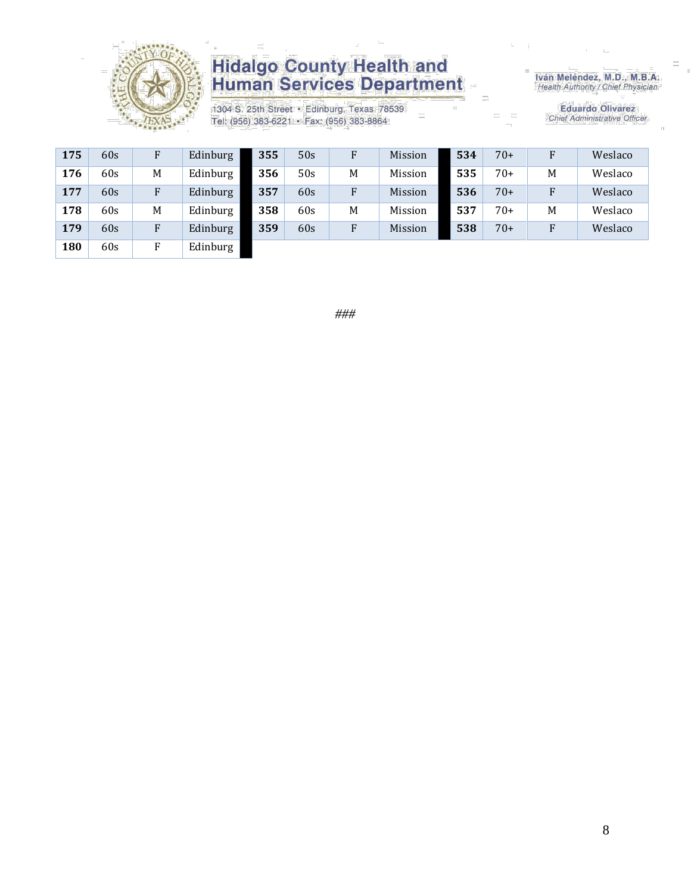| | | | |
|---|---|---|---|
| **175** | 60s | F | Edinburg |
| **176** | 60s | M | Edinburg |
| **177** | 60s | F | Edinburg |
| **178** | 60s | M | Edinburg |
| **179** | 60s | F | Edinburg |
| **180** | 60s | F | Edinburg |
| **355** | 50s | F | Mission |
| **356** | 50s | M | Mission |
| **357** | 60s | F | Mission |
| **358** | 60s | M | Mission |
| **359** | 60s | F | Mission |
| **534** | 70+ | F | Weslaco |
| **535** | 70+ | M | Weslaco |
| **536** | 70+ | F | Weslaco |
| **537** | 70+ | M | Weslaco |
| **538** | 70+ | F | Weslaco |

###